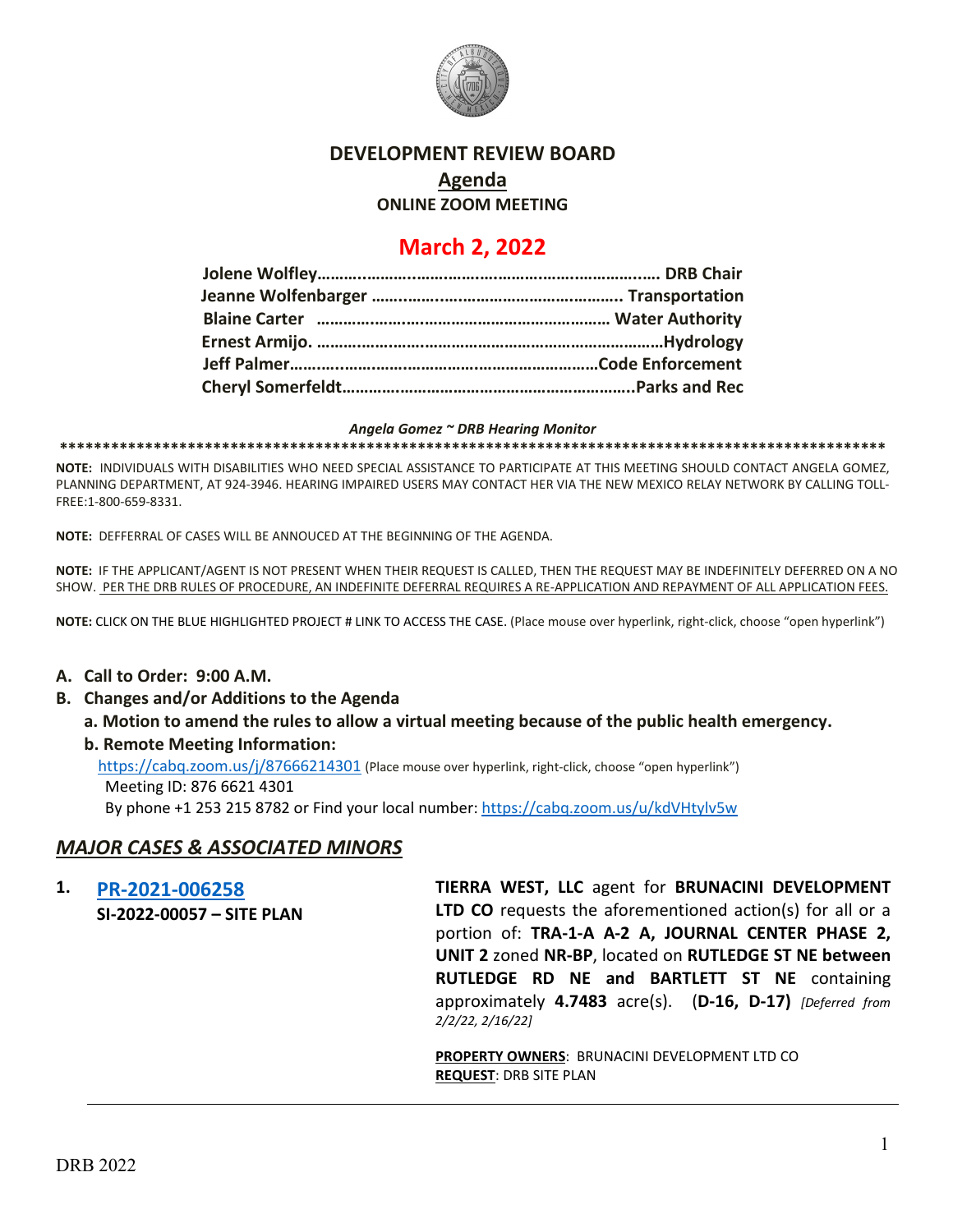# DEVELOPMENT REVIEW BOARD

## Agenda

### ONLINE ZOOM MEETING

## March 2, 2022

**Jolene Wolfley……….……….………….………….…………….…….. DRB Chair**
**Jeanne Wolfenbarger ……..……..……………….…………..……….. Transportation**
**Blaine Carter ……………….……………………….……………… Water Authority**
**Ernest Armijo. ……………………………………………………………Hydrology**
**Jeff Palmer…….…..……..…………………….…………………Code Enforcement**
**Cheryl Somerfeldt…………….………………………………………..Parks and Rec**

***Angela Gomez ~ DRB Hearing Monitor***

**\*\*\*\*\*\*\*\*\*\*\*\*\*\*\*\*\*\*\*\*\*\*\*\*\*\*\*\*\*\*\*\*\*\*\*\*\*\*\*\*\*\*\*\*\*\*\*\*\*\*\*\*\*\*\*\*\*\*\*\*\*\*\*\*\*\*\*\*\*\*\*\*\*\*\*\*\*\*\*\*\*\*\*\*\*\*\*\*\*\*\*\*\*\*\*\*\*\*\*\*\***

**NOTE:** INDIVIDUALS WITH DISABILITIES WHO NEED SPECIAL ASSISTANCE TO PARTICIPATE AT THIS MEETING SHOULD CONTACT ANGELA GOMEZ, PLANNING DEPARTMENT, AT 924-3946. HEARING IMPAIRED USERS MAY CONTACT HER VIA THE NEW MEXICO RELAY NETWORK BY CALLING TOLL-FREE:1-800-659-8331.

**NOTE:** DEFFERRAL OF CASES WILL BE ANNOUCED AT THE BEGINNING OF THE AGENDA.

**NOTE:** IF THE APPLICANT/AGENT IS NOT PRESENT WHEN THEIR REQUEST IS CALLED, THEN THE REQUEST MAY BE INDEFINITELY DEFERRED ON A NO SHOW. PER THE DRB RULES OF PROCEDURE, AN INDEFINITE DEFERRAL REQUIRES A RE-APPLICATION AND REPAYMENT OF ALL APPLICATION FEES.

**NOTE:** CLICK ON THE BLUE HIGHLIGHTED PROJECT # LINK TO ACCESS THE CASE. (Place mouse over hyperlink, right-click, choose "open hyperlink")

**A. Call to Order: 9:00 A.M.**

**B. Changes and/or Additions to the Agenda**

**a. Motion to amend the rules to allow a virtual meeting because of the public health emergency.**

**b. Remote Meeting Information:**

https://cabq.zoom.us/j/87666214301 (Place mouse over hyperlink, right-click, choose "open hyperlink")
Meeting ID: 876 6621 4301
By phone +1 253 215 8782 or Find your local number: https://cabq.zoom.us/u/kdVHtylv5w

## *MAJOR CASES & ASSOCIATED MINORS*

**1. PR-2021-006258**
**SI-2022-00057 – SITE PLAN**

**TIERRA WEST, LLC** agent for **BRUNACINI DEVELOPMENT LTD CO** requests the aforementioned action(s) for all or a portion of: **TRA-1-A A-2 A, JOURNAL CENTER PHASE 2, UNIT 2** zoned **NR-BP**, located on **RUTLEDGE ST NE between RUTLEDGE RD NE and BARTLETT ST NE** containing approximately **4.7483** acre(s). (**D-16, D-17)** *[Deferred from 2/2/22, 2/16/22]*

**PROPERTY OWNERS**: BRUNACINI DEVELOPMENT LTD CO
**REQUEST**: DRB SITE PLAN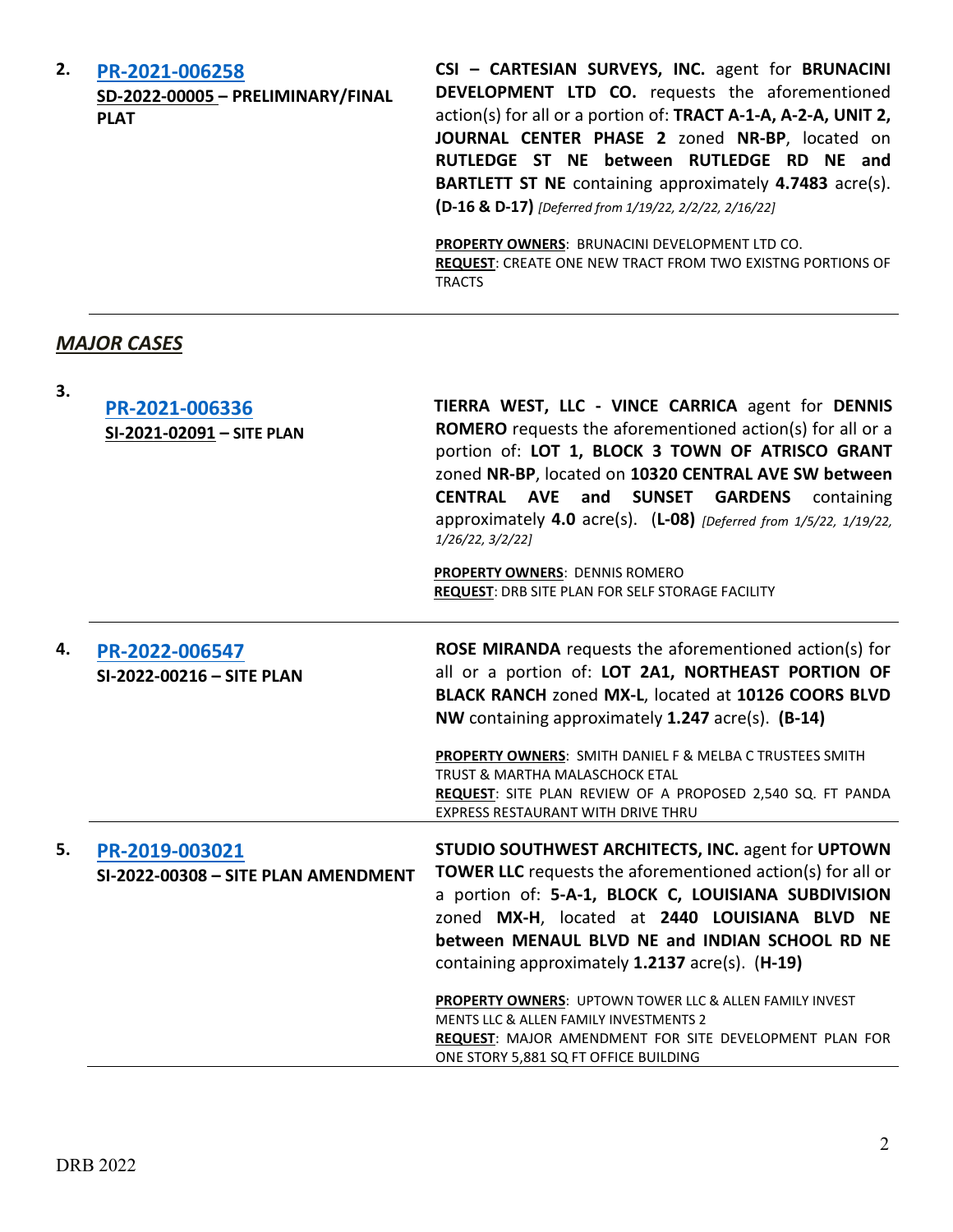**2.** **PR-2021-006258**
**SD-2022-00005 – PRELIMINARY/FINAL PLAT**

**CSI – CARTESIAN SURVEYS, INC.** agent for **BRUNACINI DEVELOPMENT LTD CO.** requests the aforementioned action(s) for all or a portion of: **TRACT A-1-A, A-2-A, UNIT 2, JOURNAL CENTER PHASE 2** zoned **NR-BP**, located on **RUTLEDGE ST NE between RUTLEDGE RD NE and BARTLETT ST NE** containing approximately **4.7483** acre(s). **(D-16 & D-17)** *[Deferred from 1/19/22, 2/2/22, 2/16/22]*

**PROPERTY OWNERS**: BRUNACINI DEVELOPMENT LTD CO.
**REQUEST**: CREATE ONE NEW TRACT FROM TWO EXISTNG PORTIONS OF TRACTS

---

## *MAJOR CASES*

**3.** **PR-2021-006336**
**SI-2021-02091 – SITE PLAN**

**TIERRA WEST, LLC - VINCE CARRICA** agent for **DENNIS ROMERO** requests the aforementioned action(s) for all or a portion of: **LOT 1, BLOCK 3 TOWN OF ATRISCO GRANT** zoned **NR-BP**, located on **10320 CENTRAL AVE SW between CENTRAL AVE and SUNSET GARDENS** containing approximately **4.0** acre(s). (**L-08)** *[Deferred from 1/5/22, 1/19/22, 1/26/22, 3/2/22]*

**PROPERTY OWNERS**: DENNIS ROMERO
**REQUEST**: DRB SITE PLAN FOR SELF STORAGE FACILITY

---

**4.** **PR-2022-006547**
**SI-2022-00216 – SITE PLAN**

**ROSE MIRANDA** requests the aforementioned action(s) for all or a portion of: **LOT 2A1, NORTHEAST PORTION OF BLACK RANCH** zoned **MX-L**, located at **10126 COORS BLVD NW** containing approximately **1.247** acre(s). **(B-14)**

**PROPERTY OWNERS**: SMITH DANIEL F & MELBA C TRUSTEES SMITH TRUST & MARTHA MALASCHOCK ETAL
**REQUEST**: SITE PLAN REVIEW OF A PROPOSED 2,540 SQ. FT PANDA EXPRESS RESTAURANT WITH DRIVE THRU

---

**5.** **PR-2019-003021**
**SI-2022-00308 – SITE PLAN AMENDMENT**

**STUDIO SOUTHWEST ARCHITECTS, INC.** agent for **UPTOWN TOWER LLC** requests the aforementioned action(s) for all or a portion of: **5-A-1, BLOCK C, LOUISIANA SUBDIVISION** zoned **MX-H**, located at **2440 LOUISIANA BLVD NE between MENAUL BLVD NE and INDIAN SCHOOL RD NE** containing approximately **1.2137** acre(s). (**H-19)**

**PROPERTY OWNERS**: UPTOWN TOWER LLC & ALLEN FAMILY INVEST MENTS LLC & ALLEN FAMILY INVESTMENTS 2
**REQUEST**: MAJOR AMENDMENT FOR SITE DEVELOPMENT PLAN FOR ONE STORY 5,881 SQ FT OFFICE BUILDING

---

DRB 2022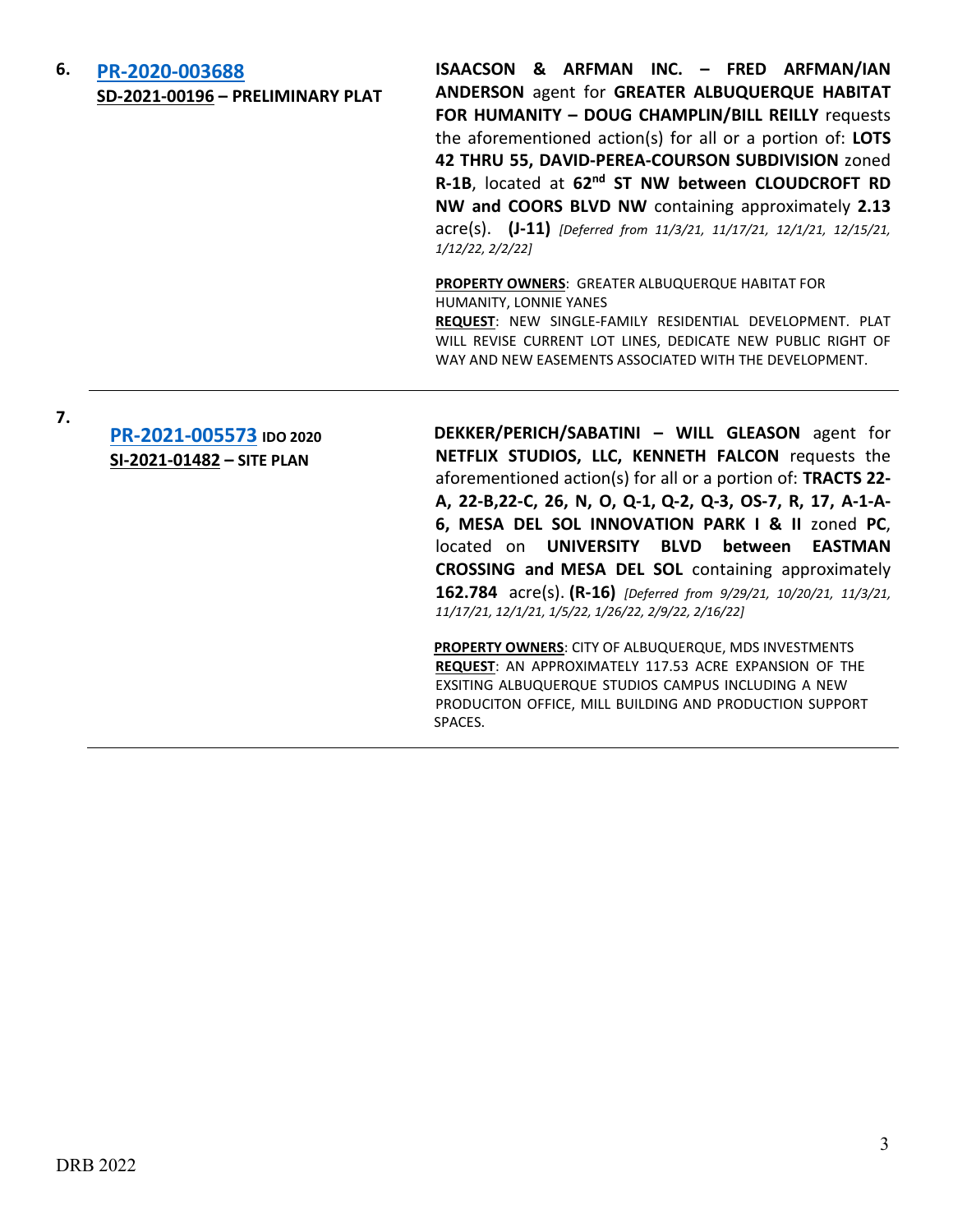6. **PR-2020-003688**
**SD-2021-00196 – PRELIMINARY PLAT**

**ISAACSON & ARFMAN INC. – FRED ARFMAN/IAN ANDERSON** agent for **GREATER ALBUQUERQUE HABITAT FOR HUMANITY – DOUG CHAMPLIN/BILL REILLY** requests the aforementioned action(s) for all or a portion of: **LOTS 42 THRU 55, DAVID-PEREA-COURSON SUBDIVISION** zoned **R-1B**, located at **62nd ST NW between CLOUDCROFT RD NW and COORS BLVD NW** containing approximately **2.13** acre(s). **(J-11)** *[Deferred from 11/3/21, 11/17/21, 12/1/21, 12/15/21, 1/12/22, 2/2/22]*

**PROPERTY OWNERS**: GREATER ALBUQUERQUE HABITAT FOR HUMANITY, LONNIE YANES
**REQUEST**: NEW SINGLE-FAMILY RESIDENTIAL DEVELOPMENT. PLAT WILL REVISE CURRENT LOT LINES, DEDICATE NEW PUBLIC RIGHT OF WAY AND NEW EASEMENTS ASSOCIATED WITH THE DEVELOPMENT.

---

7. **PR-2021-005573** **IDO 2020**
**SI-2021-01482 – SITE PLAN**

**DEKKER/PERICH/SABATINI – WILL GLEASON** agent for **NETFLIX STUDIOS, LLC, KENNETH FALCON** requests the aforementioned action(s) for all or a portion of: **TRACTS 22-A, 22-B,22-C, 26, N, O, Q-1, Q-2, Q-3, OS-7, R, 17, A-1-A-6, MESA DEL SOL INNOVATION PARK I & II** zoned **PC**, located on **UNIVERSITY BLVD between EASTMAN CROSSING and MESA DEL SOL** containing approximately **162.784** acre(s). **(R-16)** *[Deferred from 9/29/21, 10/20/21, 11/3/21, 11/17/21, 12/1/21, 1/5/22, 1/26/22, 2/9/22, 2/16/22]*

**PROPERTY OWNERS**: CITY OF ALBUQUERQUE, MDS INVESTMENTS
**REQUEST**: AN APPROXIMATELY 117.53 ACRE EXPANSION OF THE EXSITING ALBUQUERQUE STUDIOS CAMPUS INCLUDING A NEW PRODUCITON OFFICE, MILL BUILDING AND PRODUCTION SUPPORT SPACES.

---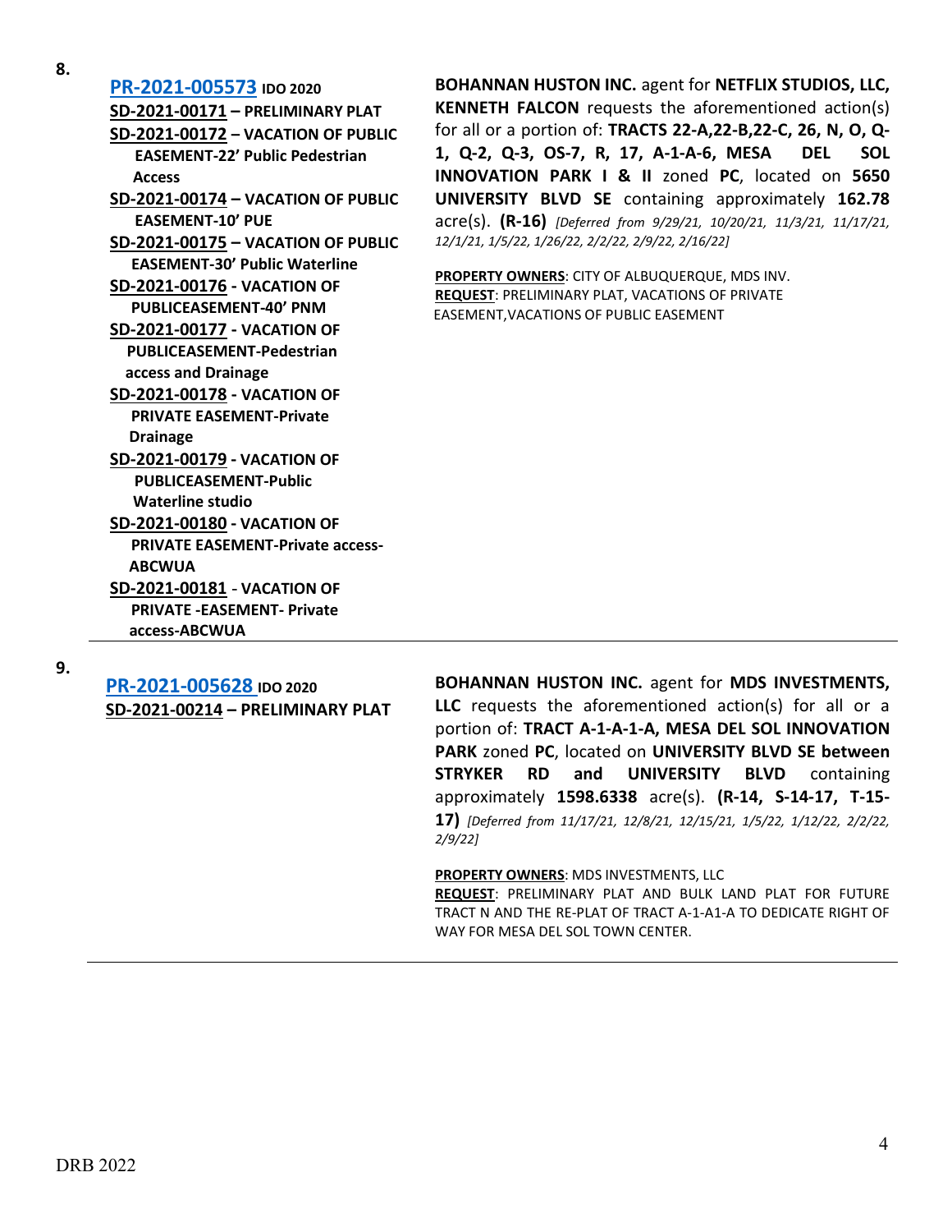8.

**PR-2021-005573** **IDO 2020**
**SD-2021-00171 – PRELIMINARY PLAT**
**SD-2021-00172 – VACATION OF PUBLIC EASEMENT-22' Public Pedestrian Access**
**SD-2021-00174 – VACATION OF PUBLIC EASEMENT-10' PUE**
**SD-2021-00175 – VACATION OF PUBLIC EASEMENT-30' Public Waterline**
**SD-2021-00176 - VACATION OF PUBLICEASEMENT-40' PNM**
**SD-2021-00177 - VACATION OF PUBLICEASEMENT-Pedestrian access and Drainage**
**SD-2021-00178 - VACATION OF PRIVATE EASEMENT-Private Drainage**
**SD-2021-00179 - VACATION OF PUBLICEASEMENT-Public Waterline studio**
**SD-2021-00180 - VACATION OF PRIVATE EASEMENT-Private access-ABCWUA**
**SD-2021-00181 - VACATION OF PRIVATE -EASEMENT- Private access-ABCWUA**

**BOHANNAN HUSTON INC.** agent for **NETFLIX STUDIOS, LLC, KENNETH FALCON** requests the aforementioned action(s) for all or a portion of: **TRACTS 22-A,22-B,22-C, 26, N, O, Q-1, Q-2, Q-3, OS-7, R, 17, A-1-A-6, MESA DEL SOL INNOVATION PARK I & II** zoned **PC**, located on **5650 UNIVERSITY BLVD SE** containing approximately **162.78** acre(s). **(R-16)** *[Deferred from 9/29/21, 10/20/21, 11/3/21, 11/17/21, 12/1/21, 1/5/22, 1/26/22, 2/2/22, 2/9/22, 2/16/22]*

**PROPERTY OWNERS**: CITY OF ALBUQUERQUE, MDS INV.
**REQUEST**: PRELIMINARY PLAT, VACATIONS OF PRIVATE EASEMENT,VACATIONS OF PUBLIC EASEMENT

---

9.

**PR-2021-005628** **IDO 2020**
**SD-2021-00214 – PRELIMINARY PLAT**

**BOHANNAN HUSTON INC.** agent for **MDS INVESTMENTS, LLC** requests the aforementioned action(s) for all or a portion of: **TRACT A-1-A-1-A, MESA DEL SOL INNOVATION PARK** zoned **PC**, located on **UNIVERSITY BLVD SE between STRYKER RD and UNIVERSITY BLVD** containing approximately **1598.6338** acre(s). **(R-14, S-14-17, T-15-17)** *[Deferred from 11/17/21, 12/8/21, 12/15/21, 1/5/22, 1/12/22, 2/2/22, 2/9/22]*

**PROPERTY OWNERS**: MDS INVESTMENTS, LLC
**REQUEST**: PRELIMINARY PLAT AND BULK LAND PLAT FOR FUTURE TRACT N AND THE RE-PLAT OF TRACT A-1-A1-A TO DEDICATE RIGHT OF WAY FOR MESA DEL SOL TOWN CENTER.

---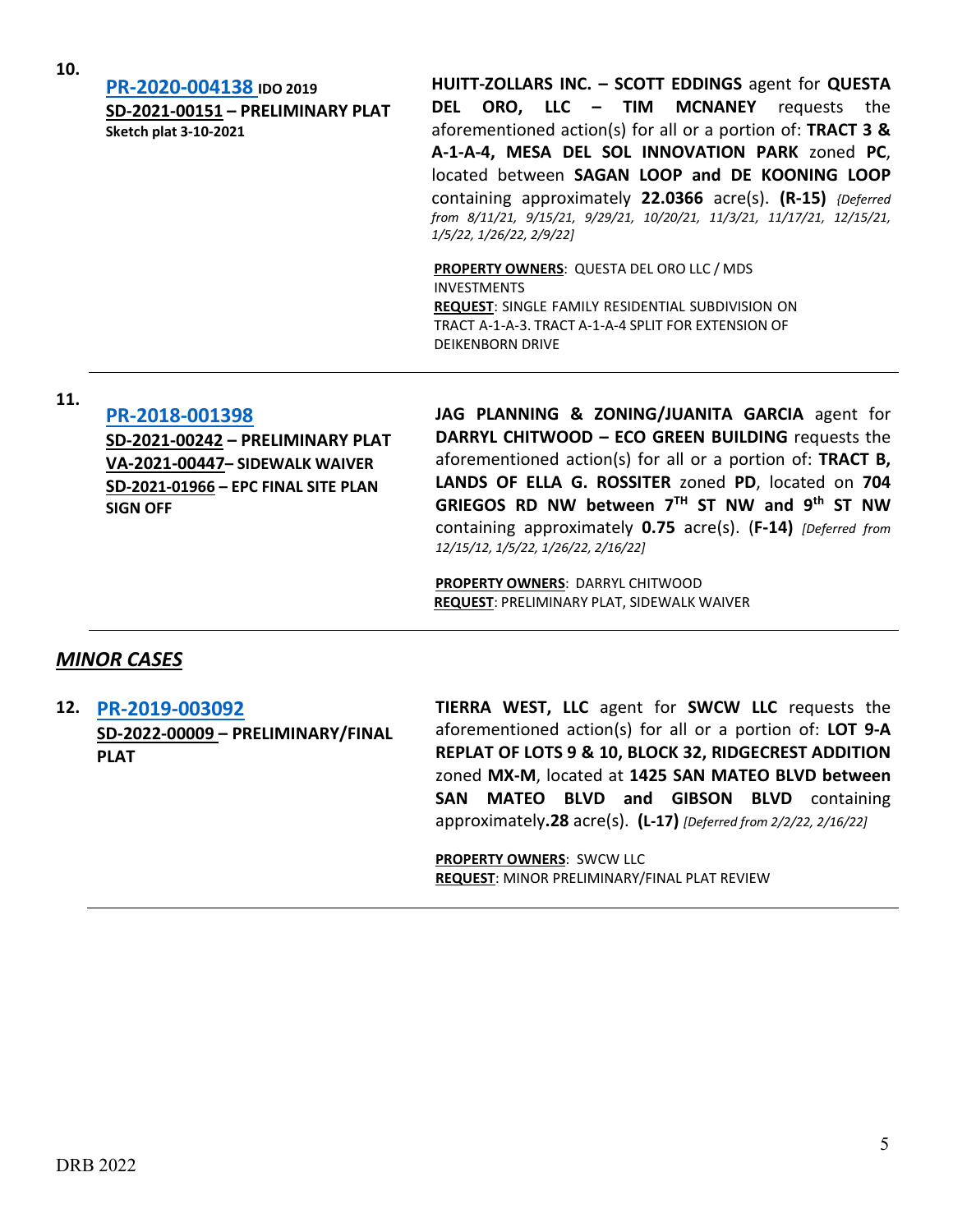10. **PR-2020-004138** **IDO 2019**
**SD-2021-00151 – PRELIMINARY PLAT**
**Sketch plat 3-10-2021**

**HUITT-ZOLLARS INC. – SCOTT EDDINGS** agent for **QUESTA DEL ORO, LLC – TIM MCNANEY** requests the aforementioned action(s) for all or a portion of: **TRACT 3 & A-1-A-4, MESA DEL SOL INNOVATION PARK** zoned **PC**, located between **SAGAN LOOP and DE KOONING LOOP** containing approximately **22.0366** acre(s). **(R-15)** *{Deferred from 8/11/21, 9/15/21, 9/29/21, 10/20/21, 11/3/21, 11/17/21, 12/15/21, 1/5/22, 1/26/22, 2/9/22]*

**PROPERTY OWNERS**: QUESTA DEL ORO LLC / MDS INVESTMENTS
**REQUEST**: SINGLE FAMILY RESIDENTIAL SUBDIVISION ON TRACT A-1-A-3. TRACT A-1-A-4 SPLIT FOR EXTENSION OF DEIKENBORN DRIVE

---

11. **PR-2018-001398**
**SD-2021-00242 – PRELIMINARY PLAT**
**VA-2021-00447– SIDEWALK WAIVER**
**SD-2021-01966 – EPC FINAL SITE PLAN SIGN OFF**

**JAG PLANNING & ZONING/JUANITA GARCIA** agent for **DARRYL CHITWOOD – ECO GREEN BUILDING** requests the aforementioned action(s) for all or a portion of: **TRACT B, LANDS OF ELLA G. ROSSITER** zoned **PD**, located on **704 GRIEGOS RD NW between 7TH ST NW and 9th ST NW** containing approximately **0.75** acre(s). (**F-14)** *[Deferred from 12/15/12, 1/5/22, 1/26/22, 2/16/22]*

**PROPERTY OWNERS**: DARRYL CHITWOOD
**REQUEST**: PRELIMINARY PLAT, SIDEWALK WAIVER

---

## *MINOR CASES*

12. **PR-2019-003092**
**SD-2022-00009 – PRELIMINARY/FINAL PLAT**

**TIERRA WEST, LLC** agent for **SWCW LLC** requests the aforementioned action(s) for all or a portion of: **LOT 9-A REPLAT OF LOTS 9 & 10, BLOCK 32, RIDGECREST ADDITION** zoned **MX-M**, located at **1425 SAN MATEO BLVD between SAN MATEO BLVD and GIBSON BLVD** containing approximately**.28** acre(s). **(L-17)** *[Deferred from 2/2/22, 2/16/22]*

**PROPERTY OWNERS**: SWCW LLC
**REQUEST**: MINOR PRELIMINARY/FINAL PLAT REVIEW

---

DRB 2022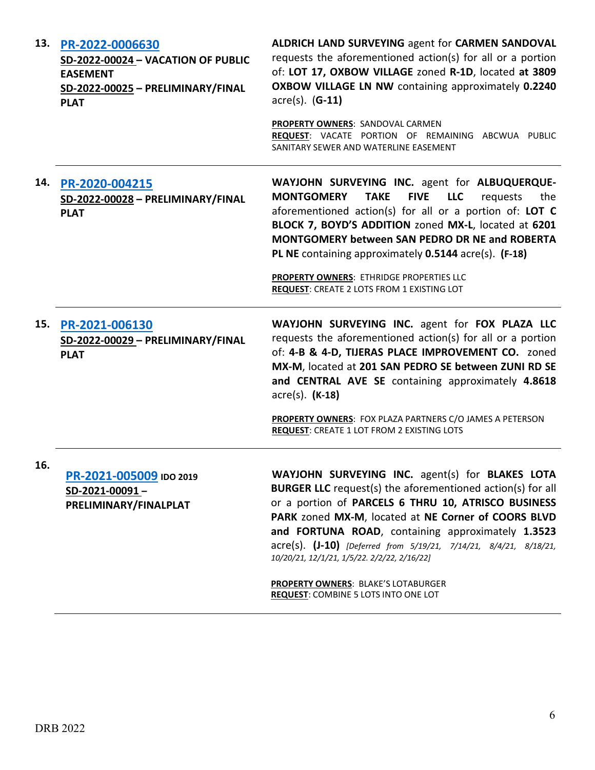| | | |
|---|---|---|
| **13.** | **[PR-2022-0006630](#)**<br>**SD-2022-00024 – VACATION OF PUBLIC EASEMENT**<br>**SD-2022-00025 – PRELIMINARY/FINAL PLAT** | **ALDRICH LAND SURVEYING** agent for **CARMEN SANDOVAL** requests the aforementioned action(s) for all or a portion of: **LOT 17, OXBOW VILLAGE** zoned **R-1D**, located **at 3809 OXBOW VILLAGE LN NW** containing approximately **0.2240** acre(s). (**G-11)**<br><br>**PROPERTY OWNERS**: SANDOVAL CARMEN<br>**REQUEST**: VACATE PORTION OF REMAINING ABCWUA PUBLIC SANITARY SEWER AND WATERLINE EASEMENT |
| **14.** | **[PR-2020-004215](#)**<br>**SD-2022-00028 – PRELIMINARY/FINAL PLAT** | **WAYJOHN SURVEYING INC.** agent for **ALBUQUERQUE-MONTGOMERY TAKE FIVE LLC** requests the aforementioned action(s) for all or a portion of: **LOT C BLOCK 7, BOYD'S ADDITION** zoned **MX-L**, located at **6201 MONTGOMERY between SAN PEDRO DR NE and ROBERTA PL NE** containing approximately **0.5144** acre(s). **(F-18)**<br><br>**PROPERTY OWNERS**: ETHRIDGE PROPERTIES LLC<br>**REQUEST**: CREATE 2 LOTS FROM 1 EXISTING LOT |
| **15.** | **[PR-2021-006130](#)**<br>**SD-2022-00029 – PRELIMINARY/FINAL PLAT** | **WAYJOHN SURVEYING INC.** agent for **FOX PLAZA LLC** requests the aforementioned action(s) for all or a portion of: **4-B & 4-D, TIJERAS PLACE IMPROVEMENT CO.** zoned **MX-M**, located at **201 SAN PEDRO SE between ZUNI RD SE and CENTRAL AVE SE** containing approximately **4.8618** acre(s). **(K-18)**<br><br>**PROPERTY OWNERS**: FOX PLAZA PARTNERS C/O JAMES A PETERSON<br>**REQUEST**: CREATE 1 LOT FROM 2 EXISTING LOTS |
| **16.** | **[PR-2021-005009](#)** **IDO 2019**<br>**SD-2021-00091 – PRELIMINARY/FINALPLAT** | **WAYJOHN SURVEYING INC.** agent(s) for **BLAKES LOTA BURGER LLC** request(s) the aforementioned action(s) for all or a portion of **PARCELS 6 THRU 10, ATRISCO BUSINESS PARK** zoned **MX-M**, located at **NE Corner of COORS BLVD and FORTUNA ROAD**, containing approximately **1.3523** acre(s). **(J-10)** *[Deferred from 5/19/21, 7/14/21, 8/4/21, 8/18/21, 10/20/21, 12/1/21, 1/5/22. 2/2/22, 2/16/22]*<br><br>**PROPERTY OWNERS**: BLAKE'S LOTABURGER<br>**REQUEST**: COMBINE 5 LOTS INTO ONE LOT |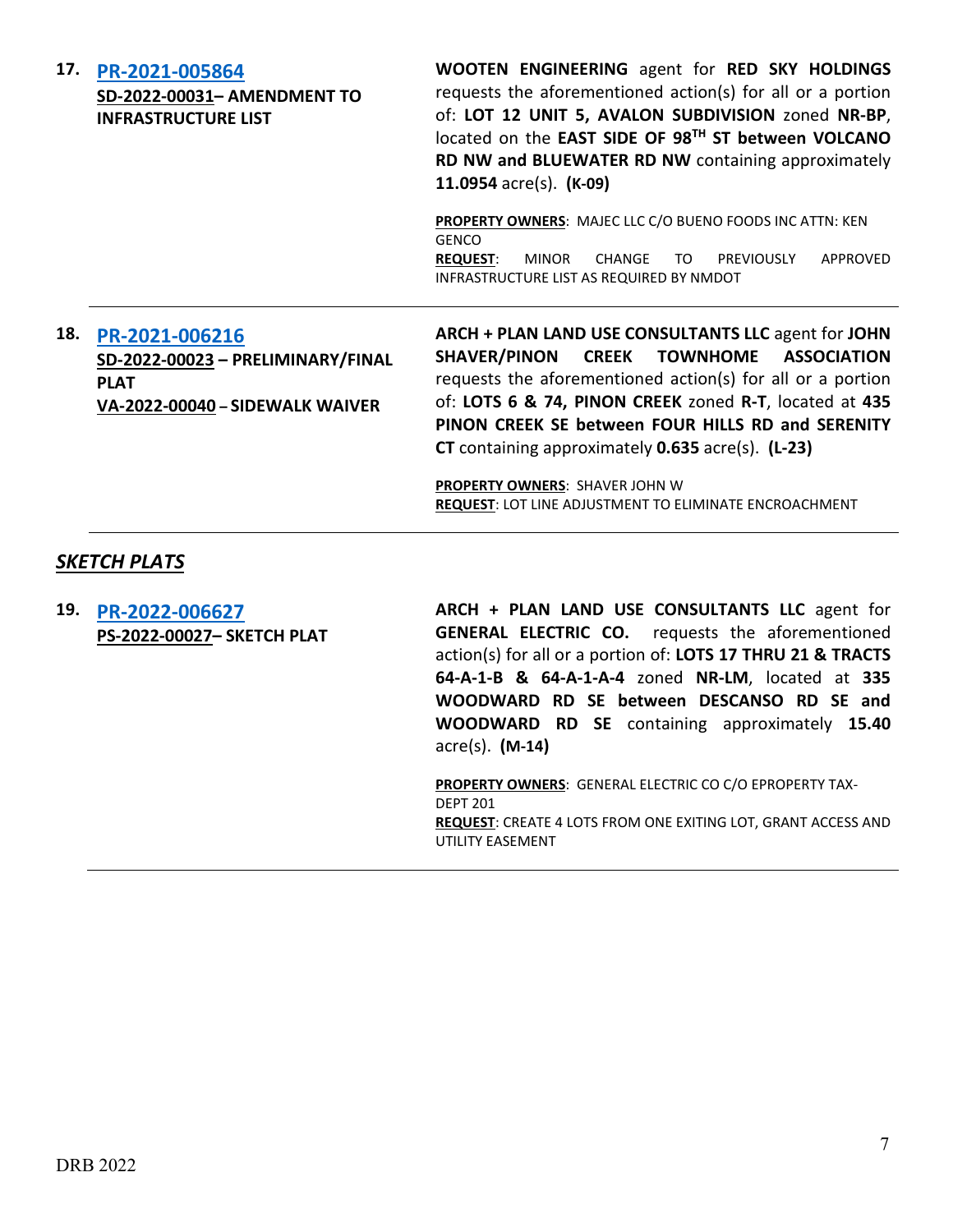**17.** **[PR-2021-005864](#)**
**SD-2022-00031– AMENDMENT TO INFRASTRUCTURE LIST**

**WOOTEN ENGINEERING** agent for **RED SKY HOLDINGS** requests the aforementioned action(s) for all or a portion of: **LOT 12 UNIT 5, AVALON SUBDIVISION** zoned **NR-BP**, located on the **EAST SIDE OF 98$^{TH}$ ST between VOLCANO RD NW and BLUEWATER RD NW** containing approximately **11.0954** acre(s). **(K-09)**

**PROPERTY OWNERS**: MAJEC LLC C/O BUENO FOODS INC ATTN: KEN GENCO
**REQUEST**: MINOR CHANGE TO PREVIOUSLY APPROVED INFRASTRUCTURE LIST AS REQUIRED BY NMDOT

---

**18.** **[PR-2021-006216](#)**
**SD-2022-00023 – PRELIMINARY/FINAL PLAT**
**VA-2022-00040 – SIDEWALK WAIVER**

**ARCH + PLAN LAND USE CONSULTANTS LLC** agent for **JOHN SHAVER/PINON CREEK TOWNHOME ASSOCIATION** requests the aforementioned action(s) for all or a portion of: **LOTS 6 & 74, PINON CREEK** zoned **R-T**, located at **435 PINON CREEK SE between FOUR HILLS RD and SERENITY CT** containing approximately **0.635** acre(s). **(L-23)**

**PROPERTY OWNERS**: SHAVER JOHN W
**REQUEST**: LOT LINE ADJUSTMENT TO ELIMINATE ENCROACHMENT

---

## *SKETCH PLATS*

**19.** **[PR-2022-006627](#)**
**PS-2022-00027– SKETCH PLAT**

**ARCH + PLAN LAND USE CONSULTANTS LLC** agent for **GENERAL ELECTRIC CO.** requests the aforementioned action(s) for all or a portion of: **LOTS 17 THRU 21 & TRACTS 64-A-1-B & 64-A-1-A-4** zoned **NR-LM**, located at **335 WOODWARD RD SE between DESCANSO RD SE and WOODWARD RD SE** containing approximately **15.40** acre(s). **(M-14)**

**PROPERTY OWNERS**: GENERAL ELECTRIC CO C/O EPROPERTY TAX-DEPT 201
**REQUEST**: CREATE 4 LOTS FROM ONE EXITING LOT, GRANT ACCESS AND UTILITY EASEMENT

---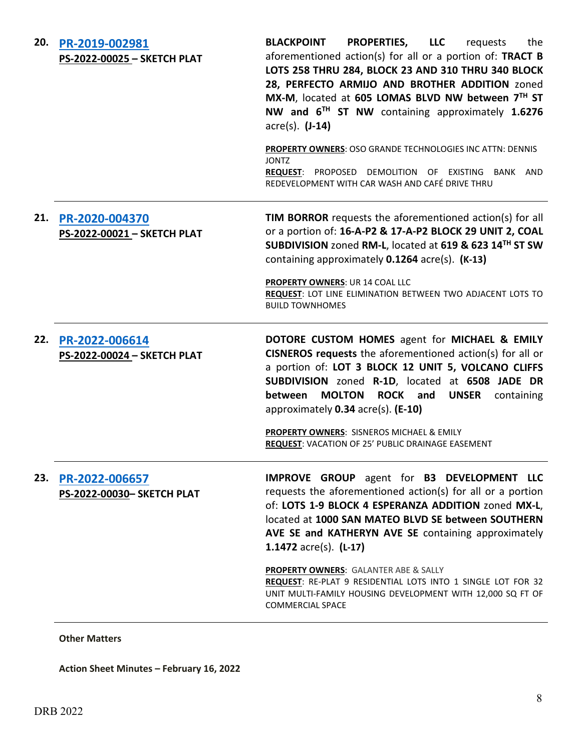| | | |
|---|---|---|
| **20.** | [PR-2019-002981](#)<br>**PS-2022-00025 – SKETCH PLAT** | **BLACKPOINT PROPERTIES, LLC** requests the aforementioned action(s) for all or a portion of: **TRACT B LOTS 258 THRU 284, BLOCK 23 AND 310 THRU 340 BLOCK 28, PERFECTO ARMIJO AND BROTHER ADDITION** zoned **MX-M**, located at **605 LOMAS BLVD NW between 7TH ST NW and 6TH ST NW** containing approximately **1.6276** acre(s). **(J-14)**<br><br>**PROPERTY OWNERS**: OSO GRANDE TECHNOLOGIES INC ATTN: DENNIS JONTZ<br>**REQUEST**: PROPOSED DEMOLITION OF EXISTING BANK AND REDEVELOPMENT WITH CAR WASH AND CAFÉ DRIVE THRU |
| **21.** | [PR-2020-004370](#)<br>**PS-2022-00021 – SKETCH PLAT** | **TIM BORROR** requests the aforementioned action(s) for all or a portion of: **16-A-P2 & 17-A-P2 BLOCK 29 UNIT 2, COAL SUBDIVISION** zoned **RM-L**, located at **619 & 623 14TH ST SW** containing approximately **0.1264** acre(s). **(K-13)**<br><br>**PROPERTY OWNERS**: UR 14 COAL LLC<br>**REQUEST**: LOT LINE ELIMINATION BETWEEN TWO ADJACENT LOTS TO BUILD TOWNHOMES |
| **22.** | [PR-2022-006614](#)<br>**PS-2022-00024 – SKETCH PLAT** | **DOTORE CUSTOM HOMES** agent for **MICHAEL & EMILY CISNEROS requests** the aforementioned action(s) for all or a portion of: **LOT 3 BLOCK 12 UNIT 5, VOLCANO CLIFFS SUBDIVISION** zoned **R-1D**, located at **6508 JADE DR between MOLTON ROCK and UNSER** containing approximately **0.34** acre(s). **(E-10)**<br><br>**PROPERTY OWNERS**: SISNEROS MICHAEL & EMILY<br>**REQUEST**: VACATION OF 25' PUBLIC DRAINAGE EASEMENT |
| **23.** | [PR-2022-006657](#)<br>**PS-2022-00030– SKETCH PLAT** | **IMPROVE GROUP** agent for **B3 DEVELOPMENT LLC** requests the aforementioned action(s) for all or a portion of: **LOTS 1-9 BLOCK 4 ESPERANZA ADDITION** zoned **MX-L**, located at **1000 SAN MATEO BLVD SE between SOUTHERN AVE SE and KATHERYN AVE SE** containing approximately **1.1472** acre(s). **(L-17)**<br><br>**PROPERTY OWNERS**: GALANTER ABE & SALLY<br>**REQUEST**: RE-PLAT 9 RESIDENTIAL LOTS INTO 1 SINGLE LOT FOR 32 UNIT MULTI-FAMILY HOUSING DEVELOPMENT WITH 12,000 SQ FT OF COMMERCIAL SPACE |

**Other Matters**

**Action Sheet Minutes – February 16, 2022**

DRB 2022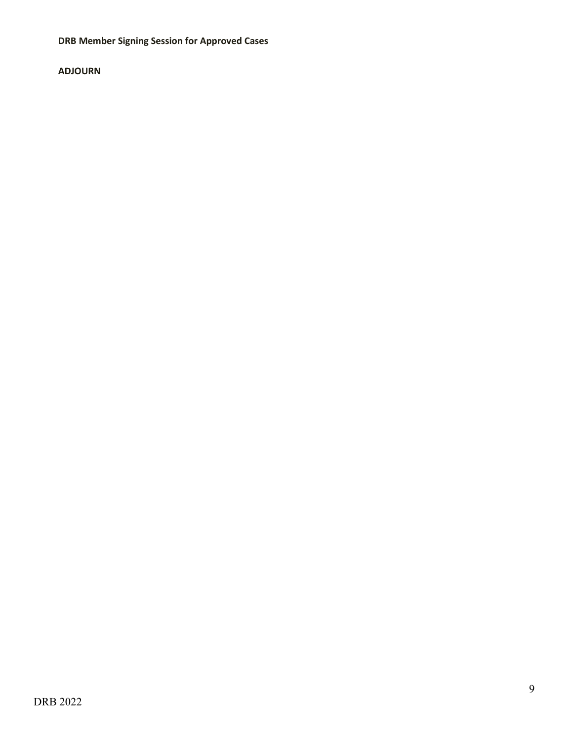**DRB Member Signing Session for Approved Cases**

**ADJOURN**